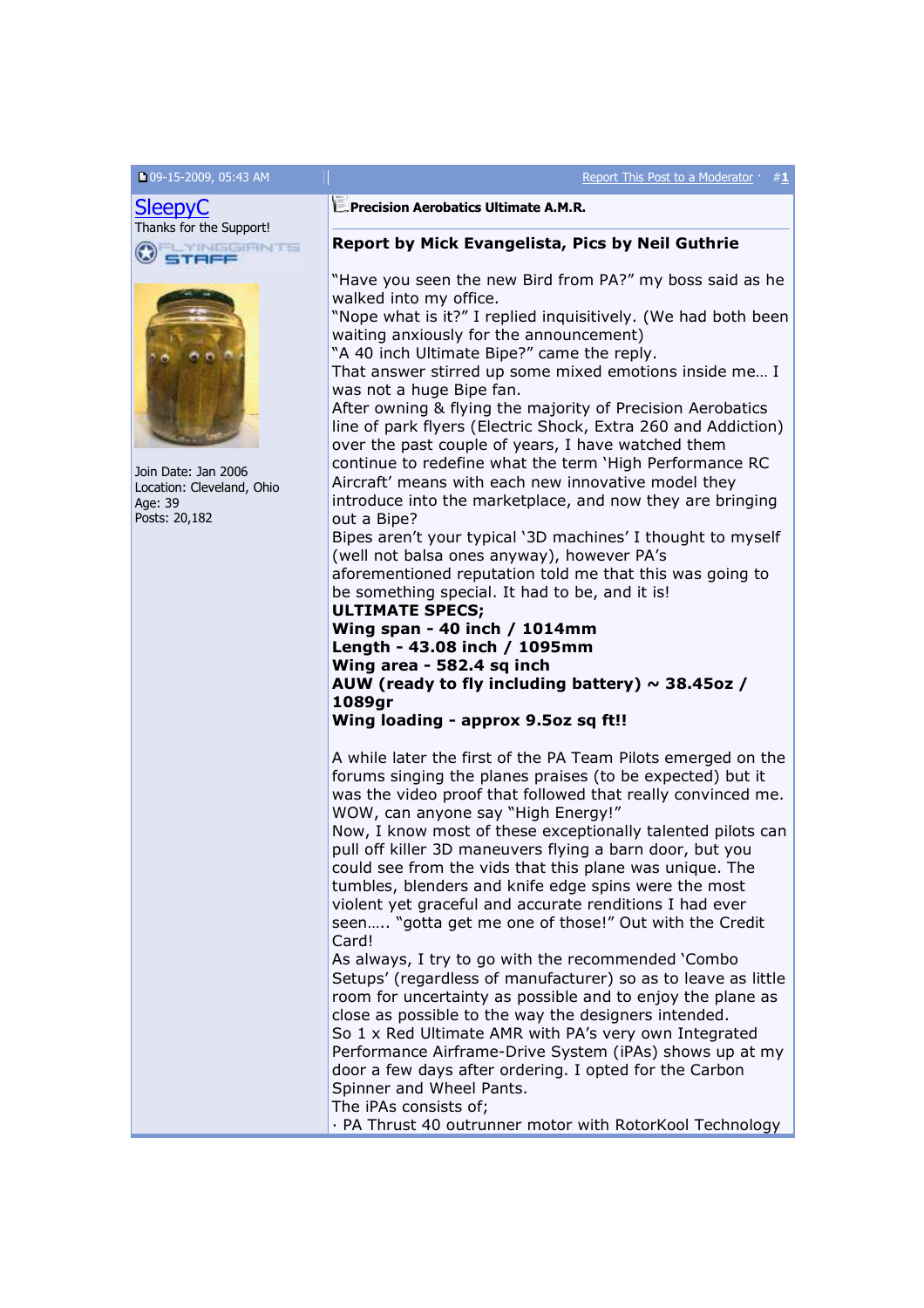09-15-2009, 05:43 AM | Report This Post to a Moderator · #1

**SleepyC**
Thanks for the Support!
FLYINGGIANTS STAFF

Join Date: Jan 2006
Location: Cleveland, Ohio
Age: 39
Posts: 20,182

**Precision Aerobatics Ultimate A.M.R.**

---

### Report by Mick Evangelista, Pics by Neil Guthrie

"Have you seen the new Bird from PA?" my boss said as he walked into my office.
"Nope what is it?" I replied inquisitively. (We had both been waiting anxiously for the announcement)
"A 40 inch Ultimate Bipe?" came the reply.
That answer stirred up some mixed emotions inside me… I was not a huge Bipe fan.
After owning & flying the majority of Precision Aerobatics line of park flyers (Electric Shock, Extra 260 and Addiction) over the past couple of years, I have watched them continue to redefine what the term 'High Performance RC Aircraft' means with each new innovative model they introduce into the marketplace, and now they are bringing out a Bipe?
Bipes aren't your typical '3D machines' I thought to myself (well not balsa ones anyway), however PA's aforementioned reputation told me that this was going to be something special. It had to be, and it is!

**ULTIMATE SPECS;**
**Wing span - 40 inch / 1014mm**
**Length - 43.08 inch / 1095mm**
**Wing area - 582.4 sq inch**
**AUW (ready to fly including battery) ~ 38.45oz / 1089gr**
**Wing loading - approx 9.5oz sq ft!!**

A while later the first of the PA Team Pilots emerged on the forums singing the planes praises (to be expected) but it was the video proof that followed that really convinced me. WOW, can anyone say "High Energy!"
Now, I know most of these exceptionally talented pilots can pull off killer 3D maneuvers flying a barn door, but you could see from the vids that this plane was unique. The tumbles, blenders and knife edge spins were the most violent yet graceful and accurate renditions I had ever seen….. "gotta get me one of those!" Out with the Credit Card!
As always, I try to go with the recommended 'Combo Setups' (regardless of manufacturer) so as to leave as little room for uncertainty as possible and to enjoy the plane as close as possible to the way the designers intended.
So 1 x Red Ultimate AMR with PA's very own Integrated Performance Airframe-Drive System (iPAs) shows up at my door a few days after ordering. I opted for the Carbon Spinner and Wheel Pants.
The iPAs consists of;
· PA Thrust 40 outrunner motor with RotorKool Technology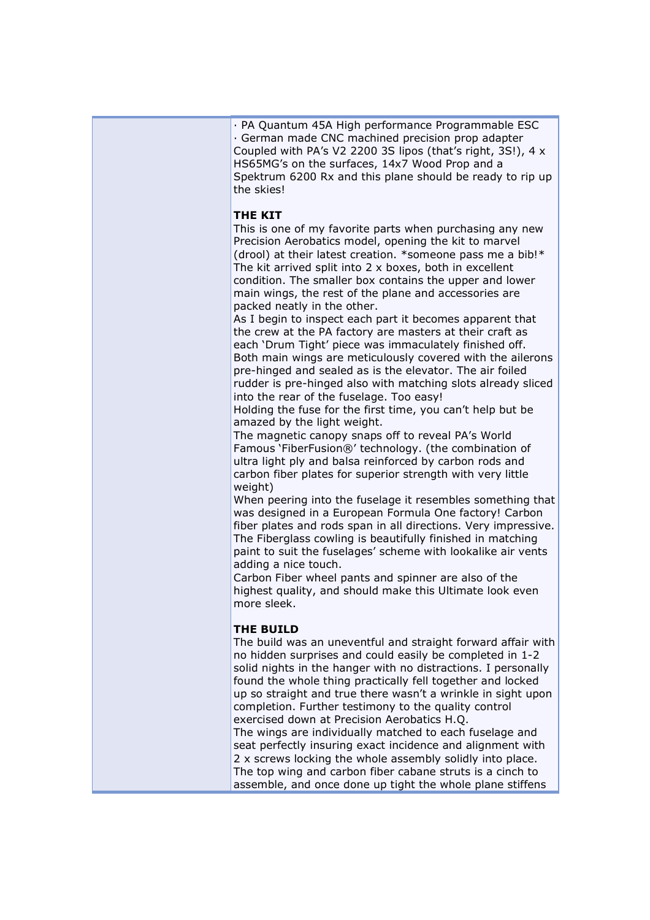· PA Quantum 45A High performance Programmable ESC
· German made CNC machined precision prop adapter
Coupled with PA's V2 2200 3S lipos (that's right, 3S!), 4 x HS65MG's on the surfaces, 14x7 Wood Prop and a Spektrum 6200 Rx and this plane should be ready to rip up the skies!

**THE KIT**

This is one of my favorite parts when purchasing any new Precision Aerobatics model, opening the kit to marvel (drool) at their latest creation. *someone pass me a bib!*
The kit arrived split into 2 x boxes, both in excellent condition. The smaller box contains the upper and lower main wings, the rest of the plane and accessories are packed neatly in the other.
As I begin to inspect each part it becomes apparent that the crew at the PA factory are masters at their craft as each 'Drum Tight' piece was immaculately finished off.
Both main wings are meticulously covered with the ailerons pre-hinged and sealed as is the elevator. The air foiled rudder is pre-hinged also with matching slots already sliced into the rear of the fuselage. Too easy!
Holding the fuse for the first time, you can't help but be amazed by the light weight.
The magnetic canopy snaps off to reveal PA's World Famous 'FiberFusion®' technology. (the combination of ultra light ply and balsa reinforced by carbon rods and carbon fiber plates for superior strength with very little weight)
When peering into the fuselage it resembles something that was designed in a European Formula One factory! Carbon fiber plates and rods span in all directions. Very impressive.
The Fiberglass cowling is beautifully finished in matching paint to suit the fuselages' scheme with lookalike air vents adding a nice touch.
Carbon Fiber wheel pants and spinner are also of the highest quality, and should make this Ultimate look even more sleek.

**THE BUILD**

The build was an uneventful and straight forward affair with no hidden surprises and could easily be completed in 1-2 solid nights in the hanger with no distractions. I personally found the whole thing practically fell together and locked up so straight and true there wasn't a wrinkle in sight upon completion. Further testimony to the quality control exercised down at Precision Aerobatics H.Q.
The wings are individually matched to each fuselage and seat perfectly insuring exact incidence and alignment with 2 x screws locking the whole assembly solidly into place.
The top wing and carbon fiber cabane struts is a cinch to assemble, and once done up tight the whole plane stiffens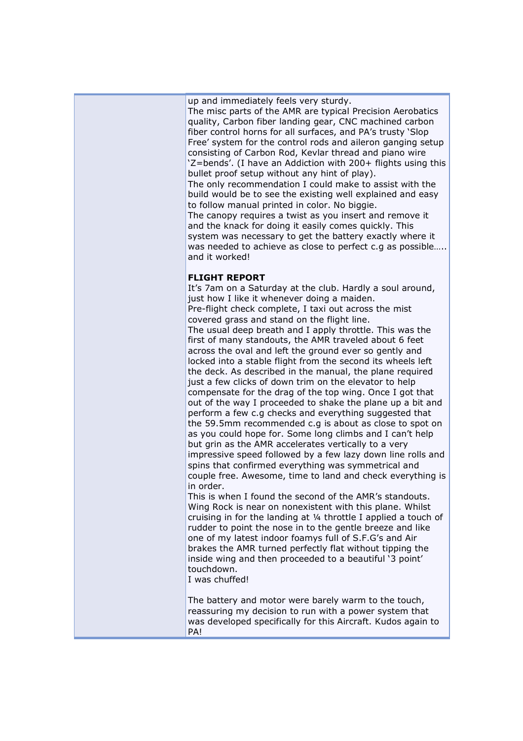up and immediately feels very sturdy.
The misc parts of the AMR are typical Precision Aerobatics quality, Carbon fiber landing gear, CNC machined carbon fiber control horns for all surfaces, and PA's trusty 'Slop Free' system for the control rods and aileron ganging setup consisting of Carbon Rod, Kevlar thread and piano wire 'Z=bends'. (I have an Addiction with 200+ flights using this bullet proof setup without any hint of play).
The only recommendation I could make to assist with the build would be to see the existing well explained and easy to follow manual printed in color. No biggie.
The canopy requires a twist as you insert and remove it and the knack for doing it easily comes quickly. This system was necessary to get the battery exactly where it was needed to achieve as close to perfect c.g as possible….. and it worked!

**FLIGHT REPORT**
It's 7am on a Saturday at the club. Hardly a soul around, just how I like it whenever doing a maiden.
Pre-flight check complete, I taxi out across the mist covered grass and stand on the flight line.
The usual deep breath and I apply throttle. This was the first of many standouts, the AMR traveled about 6 feet across the oval and left the ground ever so gently and locked into a stable flight from the second its wheels left the deck. As described in the manual, the plane required just a few clicks of down trim on the elevator to help compensate for the drag of the top wing. Once I got that out of the way I proceeded to shake the plane up a bit and perform a few c.g checks and everything suggested that the 59.5mm recommended c.g is about as close to spot on as you could hope for. Some long climbs and I can't help but grin as the AMR accelerates vertically to a very impressive speed followed by a few lazy down line rolls and spins that confirmed everything was symmetrical and couple free. Awesome, time to land and check everything is in order.
This is when I found the second of the AMR's standouts. Wing Rock is near on nonexistent with this plane. Whilst cruising in for the landing at ¼ throttle I applied a touch of rudder to point the nose in to the gentle breeze and like one of my latest indoor foamys full of S.F.G's and Air brakes the AMR turned perfectly flat without tipping the inside wing and then proceeded to a beautiful '3 point' touchdown.
I was chuffed!

The battery and motor were barely warm to the touch, reassuring my decision to run with a power system that was developed specifically for this Aircraft. Kudos again to PA!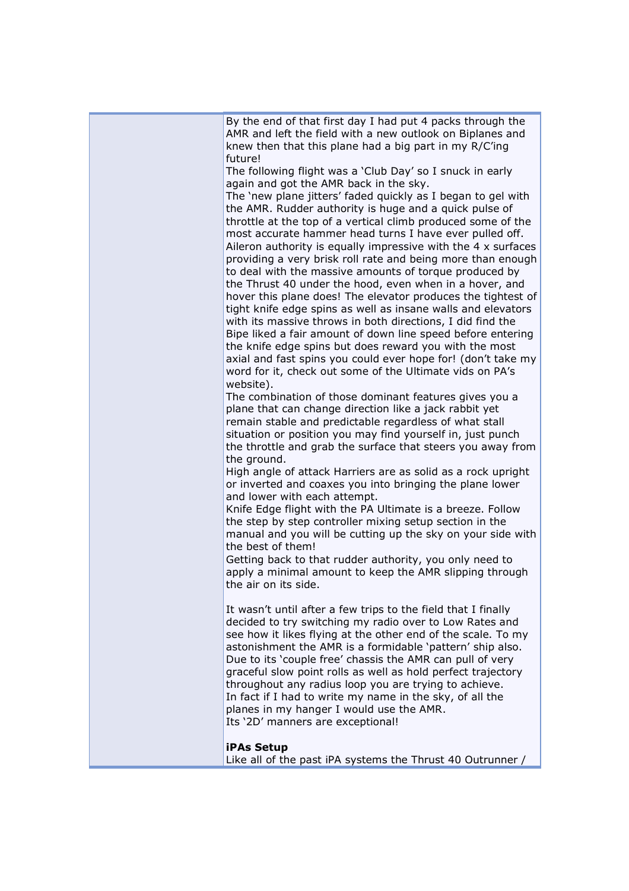By the end of that first day I had put 4 packs through the AMR and left the field with a new outlook on Biplanes and knew then that this plane had a big part in my R/C'ing future!

The following flight was a 'Club Day' so I snuck in early again and got the AMR back in the sky.

The 'new plane jitters' faded quickly as I began to gel with the AMR. Rudder authority is huge and a quick pulse of throttle at the top of a vertical climb produced some of the most accurate hammer head turns I have ever pulled off.

Aileron authority is equally impressive with the 4 x surfaces providing a very brisk roll rate and being more than enough to deal with the massive amounts of torque produced by the Thrust 40 under the hood, even when in a hover, and hover this plane does! The elevator produces the tightest of tight knife edge spins as well as insane walls and elevators with its massive throws in both directions, I did find the Bipe liked a fair amount of down line speed before entering the knife edge spins but does reward you with the most axial and fast spins you could ever hope for! (don't take my word for it, check out some of the Ultimate vids on PA's website).

The combination of those dominant features gives you a plane that can change direction like a jack rabbit yet remain stable and predictable regardless of what stall situation or position you may find yourself in, just punch the throttle and grab the surface that steers you away from the ground.

High angle of attack Harriers are as solid as a rock upright or inverted and coaxes you into bringing the plane lower and lower with each attempt.

Knife Edge flight with the PA Ultimate is a breeze. Follow the step by step controller mixing setup section in the manual and you will be cutting up the sky on your side with the best of them!

Getting back to that rudder authority, you only need to apply a minimal amount to keep the AMR slipping through the air on its side.

It wasn't until after a few trips to the field that I finally decided to try switching my radio over to Low Rates and see how it likes flying at the other end of the scale. To my astonishment the AMR is a formidable 'pattern' ship also. Due to its 'couple free' chassis the AMR can pull of very graceful slow point rolls as well as hold perfect trajectory throughout any radius loop you are trying to achieve.

In fact if I had to write my name in the sky, of all the planes in my hanger I would use the AMR.

Its '2D' manners are exceptional!

**iPAs Setup**

Like all of the past iPA systems the Thrust 40 Outrunner /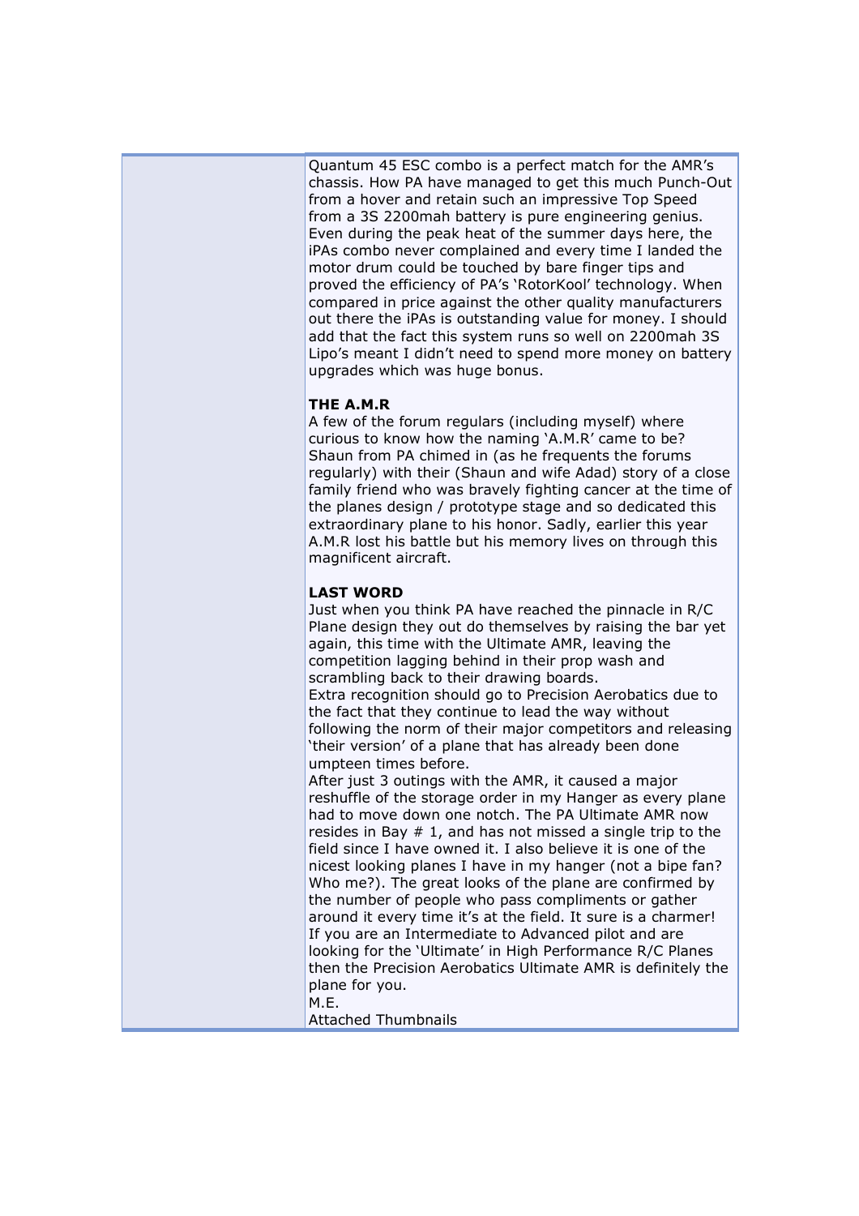Quantum 45 ESC combo is a perfect match for the AMR's chassis. How PA have managed to get this much Punch-Out from a hover and retain such an impressive Top Speed from a 3S 2200mah battery is pure engineering genius. Even during the peak heat of the summer days here, the iPAs combo never complained and every time I landed the motor drum could be touched by bare finger tips and proved the efficiency of PA's 'RotorKool' technology. When compared in price against the other quality manufacturers out there the iPAs is outstanding value for money. I should add that the fact this system runs so well on 2200mah 3S Lipo's meant I didn't need to spend more money on battery upgrades which was huge bonus.

**THE A.M.R**

A few of the forum regulars (including myself) where curious to know how the naming 'A.M.R' came to be? Shaun from PA chimed in (as he frequents the forums regularly) with their (Shaun and wife Adad) story of a close family friend who was bravely fighting cancer at the time of the planes design / prototype stage and so dedicated this extraordinary plane to his honor. Sadly, earlier this year A.M.R lost his battle but his memory lives on through this magnificent aircraft.

**LAST WORD**

Just when you think PA have reached the pinnacle in R/C Plane design they out do themselves by raising the bar yet again, this time with the Ultimate AMR, leaving the competition lagging behind in their prop wash and scrambling back to their drawing boards.

Extra recognition should go to Precision Aerobatics due to the fact that they continue to lead the way without following the norm of their major competitors and releasing 'their version' of a plane that has already been done umpteen times before.

After just 3 outings with the AMR, it caused a major reshuffle of the storage order in my Hanger as every plane had to move down one notch. The PA Ultimate AMR now resides in Bay # 1, and has not missed a single trip to the field since I have owned it. I also believe it is one of the nicest looking planes I have in my hanger (not a bipe fan? Who me?). The great looks of the plane are confirmed by the number of people who pass compliments or gather around it every time it's at the field. It sure is a charmer!

If you are an Intermediate to Advanced pilot and are looking for the 'Ultimate' in High Performance R/C Planes then the Precision Aerobatics Ultimate AMR is definitely the plane for you.

M.E.

Attached Thumbnails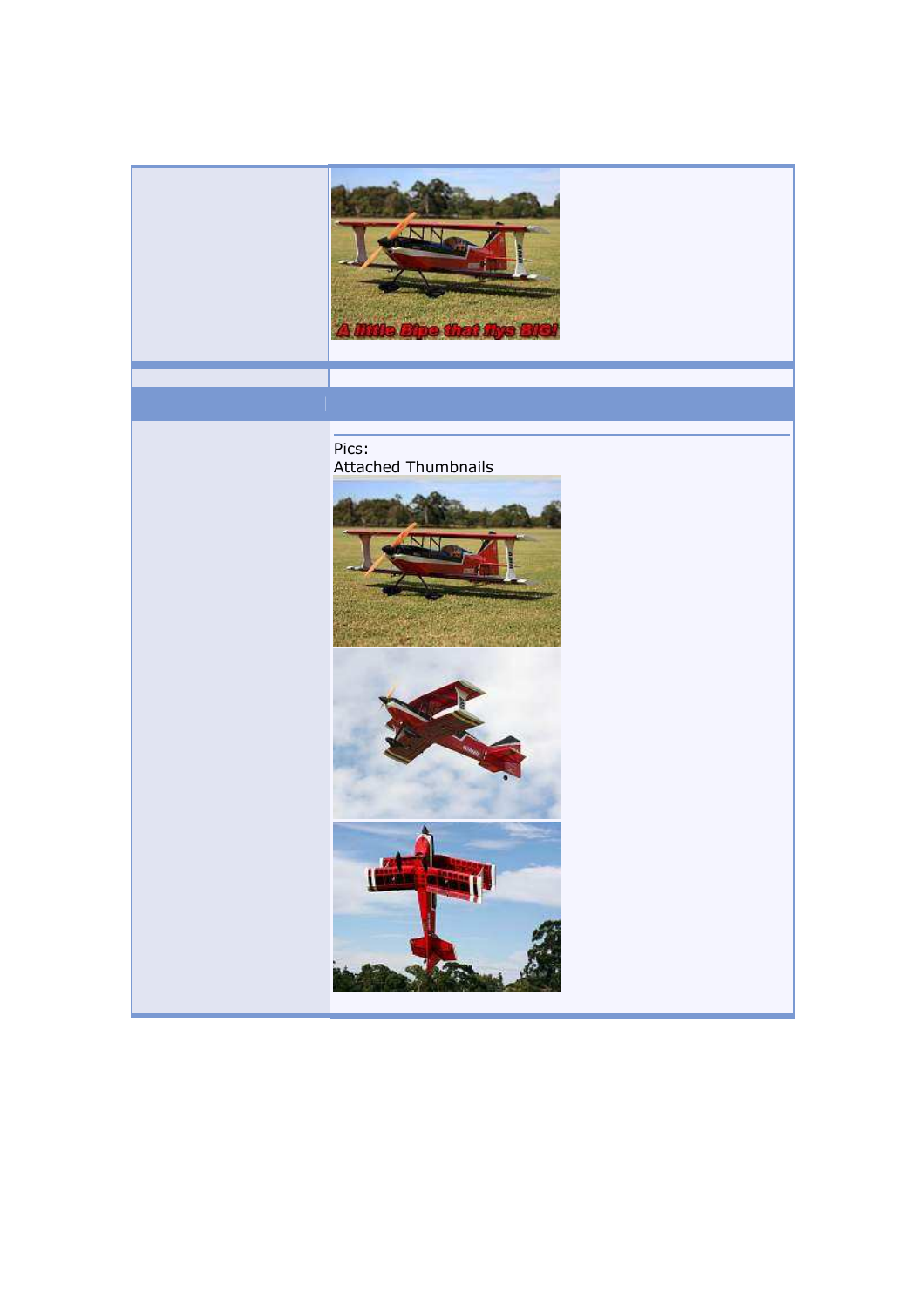Pics:
Attached Thumbnails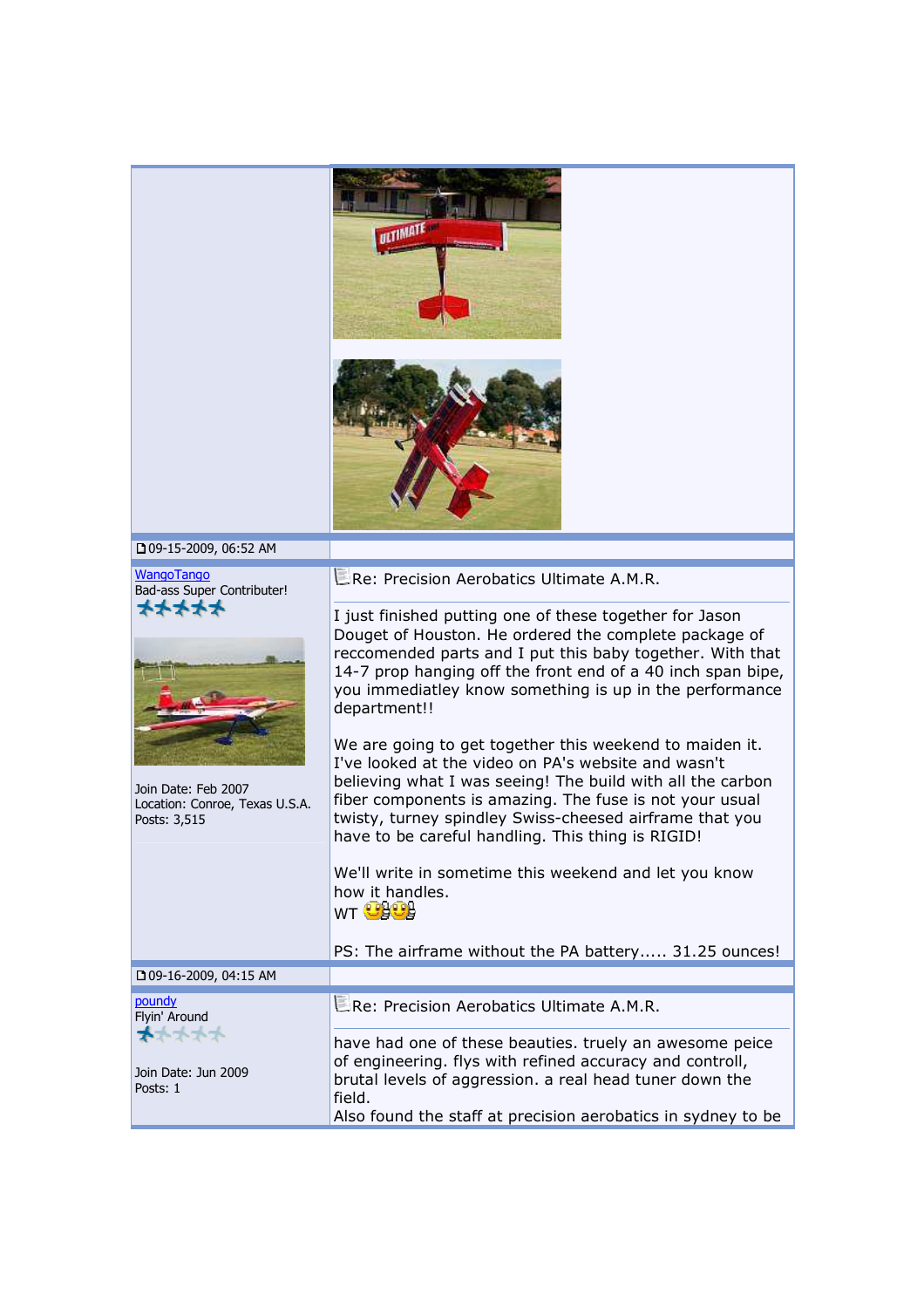09-15-2009, 06:52 AM

WangoTango
Bad-ass Super Contributer!

Join Date: Feb 2007
Location: Conroe, Texas U.S.A.
Posts: 3,515

Re: Precision Aerobatics Ultimate A.M.R.

I just finished putting one of these together for Jason Douget of Houston. He ordered the complete package of reccomended parts and I put this baby together. With that 14-7 prop hanging off the front end of a 40 inch span bipe, you immediatley know something is up in the performance department!!

We are going to get together this weekend to maiden it. I've looked at the video on PA's website and wasn't believing what I was seeing! The build with all the carbon fiber components is amazing. The fuse is not your usual twisty, turney spindley Swiss-cheesed airframe that you have to be careful handling. This thing is RIGID!

We'll write in sometime this weekend and let you know how it handles.
WT

PS: The airframe without the PA battery..... 31.25 ounces!

09-16-2009, 04:15 AM

poundy
Flyin' Around

Join Date: Jun 2009
Posts: 1

Re: Precision Aerobatics Ultimate A.M.R.

have had one of these beauties. truely an awesome peice of engineering. flys with refined accuracy and controll, brutal levels of aggression. a real head tuner down the field.
Also found the staff at precision aerobatics in sydney to be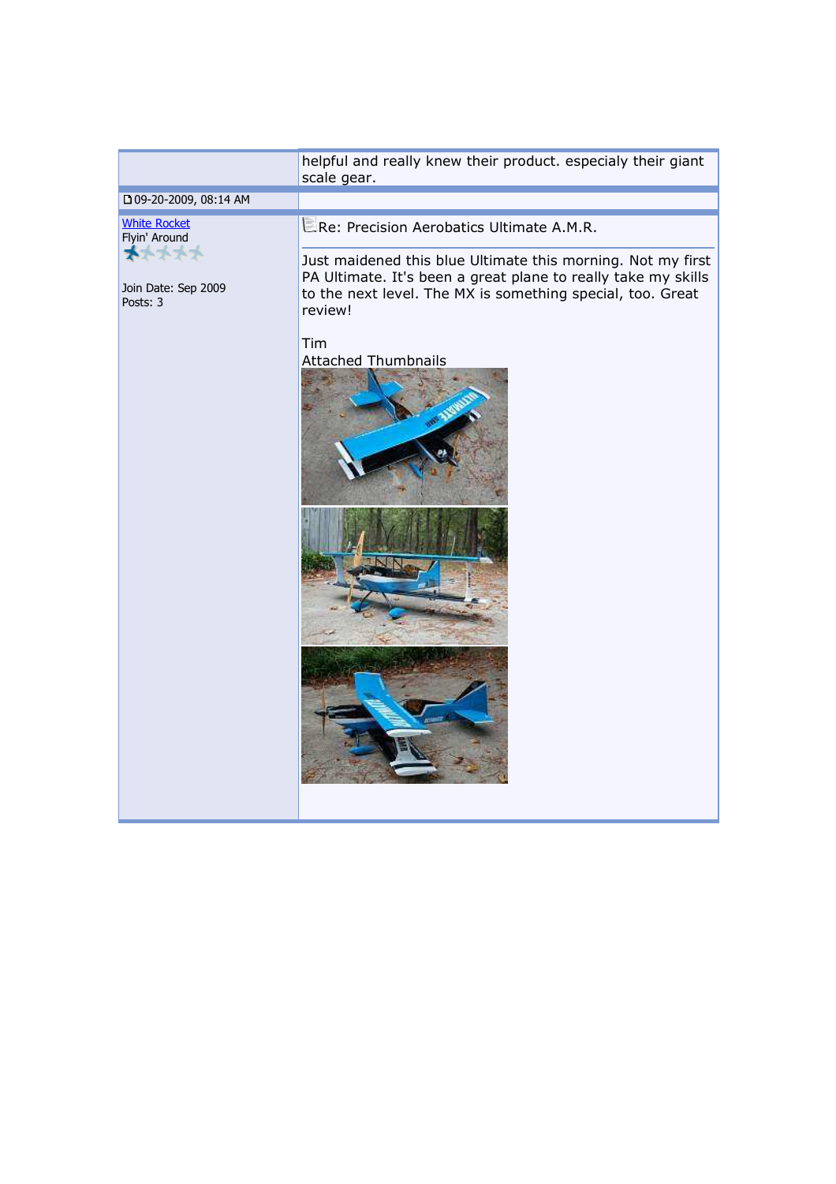helpful and really knew their product. especialy their giant scale gear.

09-20-2009, 08:14 AM

White Rocket
Flyin' Around

Join Date: Sep 2009
Posts: 3

Re: Precision Aerobatics Ultimate A.M.R.

Just maidened this blue Ultimate this morning. Not my first PA Ultimate. It's been a great plane to really take my skills to the next level. The MX is something special, too. Great review!

Tim

Attached Thumbnails